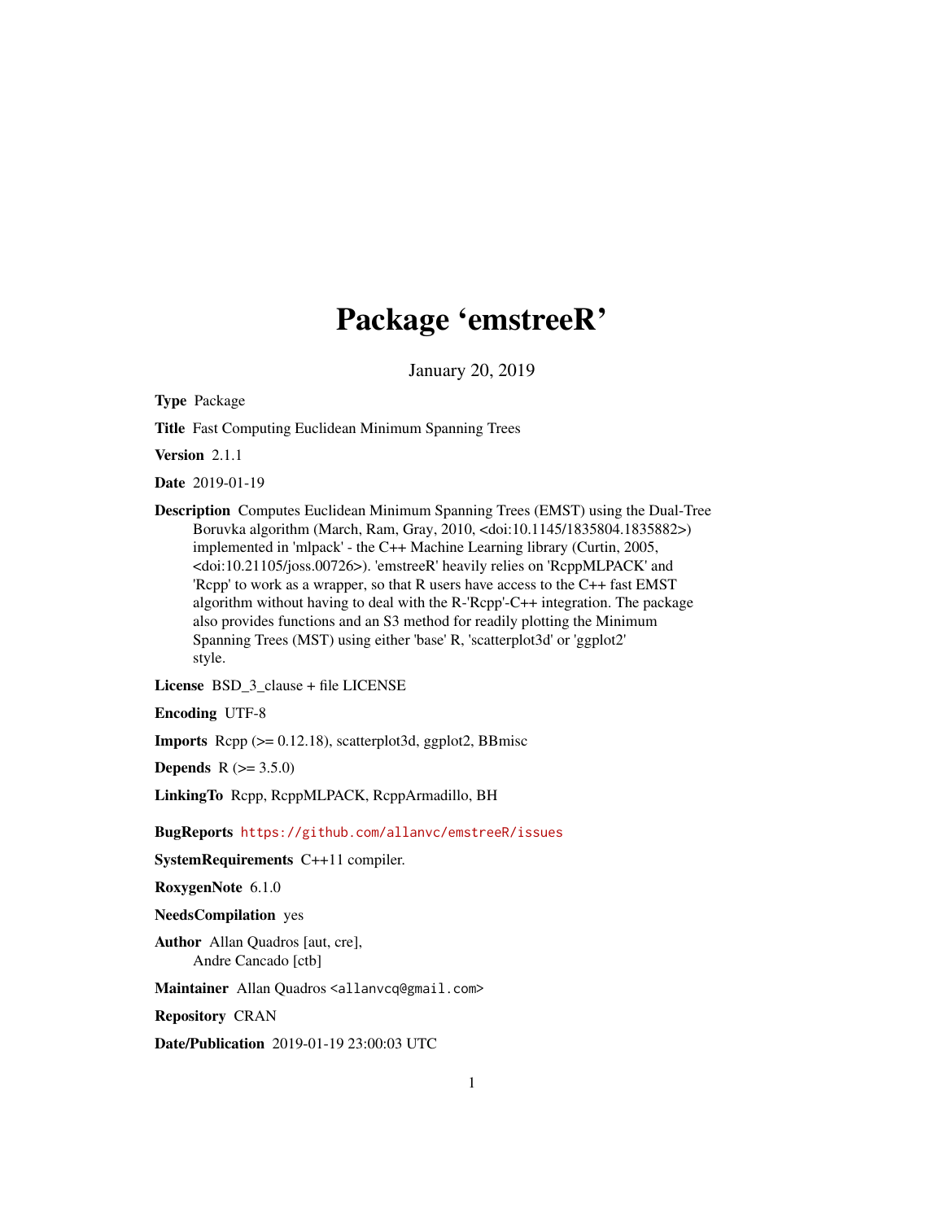# Package 'emstreeR'

January 20, 2019

**Type** Package

**Title** Fast Computing Euclidean Minimum Spanning Trees

**Version** 2.1.1

**Date** 2019-01-19

**Description** Computes Euclidean Minimum Spanning Trees (EMST) using the Dual-Tree Boruvka algorithm (March, Ram, Gray, 2010, <doi:10.1145/1835804.1835882>) implemented in 'mlpack' - the C++ Machine Learning library (Curtin, 2005, <doi:10.21105/joss.00726>). 'emstreeR' heavily relies on 'RcppMLPACK' and 'Rcpp' to work as a wrapper, so that R users have access to the C++ fast EMST algorithm without having to deal with the R-'Rcpp'-C++ integration. The package also provides functions and an S3 method for readily plotting the Minimum Spanning Trees (MST) using either 'base' R, 'scatterplot3d' or 'ggplot2' style.

**License** BSD_3_clause + file LICENSE

**Encoding** UTF-8

**Imports** Rcpp (>= 0.12.18), scatterplot3d, ggplot2, BBmisc

**Depends** R (>= 3.5.0)

**LinkingTo** Rcpp, RcppMLPACK, RcppArmadillo, BH

**BugReports** https://github.com/allanvc/emstreeR/issues

**SystemRequirements** C++11 compiler.

**RoxygenNote** 6.1.0

**NeedsCompilation** yes

**Author** Allan Quadros [aut, cre],
Andre Cancado [ctb]

**Maintainer** Allan Quadros <allanvcq@gmail.com>

**Repository** CRAN

**Date/Publication** 2019-01-19 23:00:03 UTC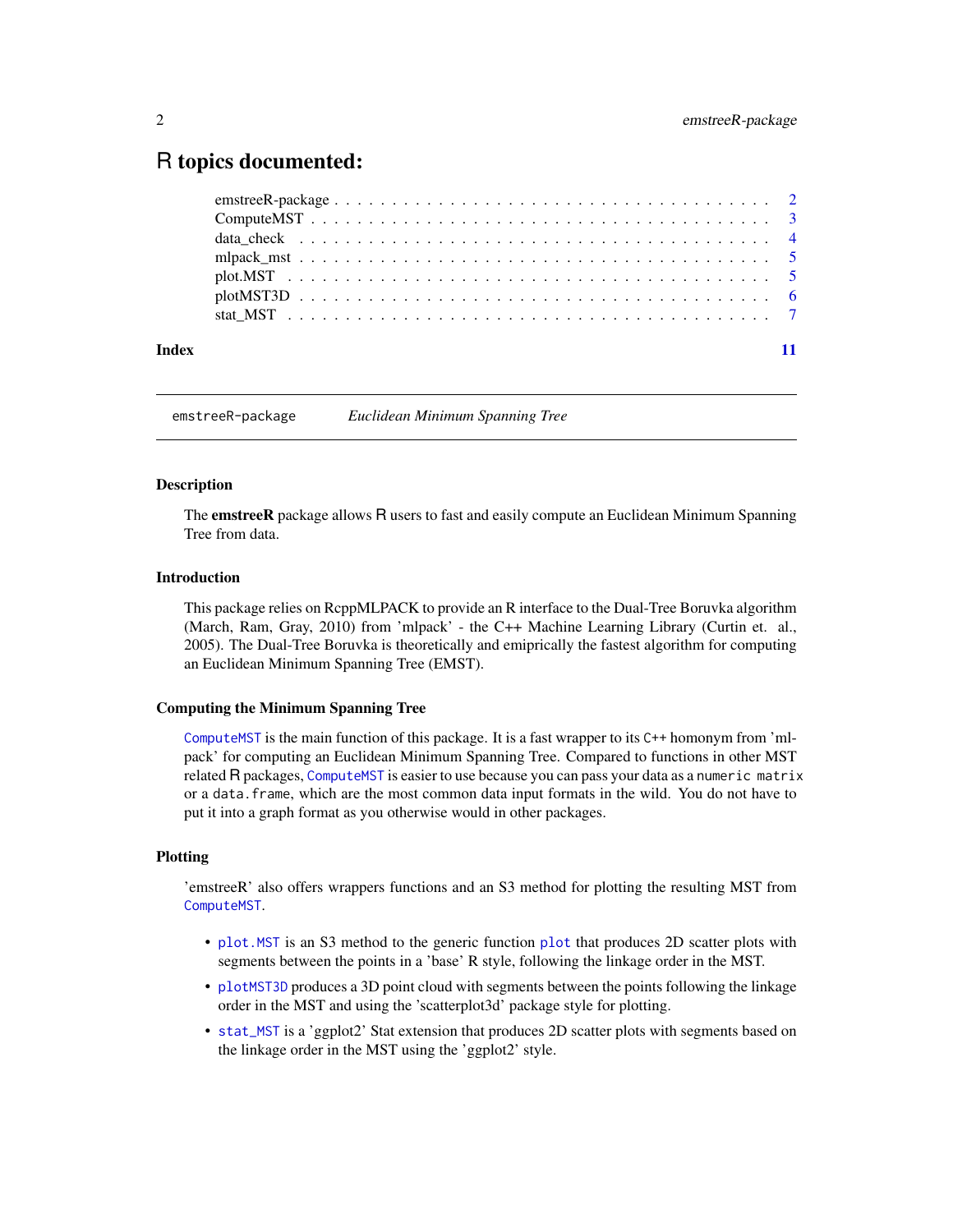# R topics documented:

| | |
|---|---|
| emstreeR-package | 2 |
| ComputeMST | 3 |
| data_check | 4 |
| mlpack_mst | 5 |
| plot.MST | 5 |
| plotMST3D | 6 |
| stat_MST | 7 |
| **Index** | **11** |

---

emstreeR-package    *Euclidean Minimum Spanning Tree*

---

### Description

The **emstreeR** package allows R users to fast and easily compute an Euclidean Minimum Spanning Tree from data.

### Introduction

This package relies on RcppMLPACK to provide an R interface to the Dual-Tree Boruvka algorithm (March, Ram, Gray, 2010) from 'mlpack' - the C++ Machine Learning Library (Curtin et. al., 2005). The Dual-Tree Boruvka is theoretically and emiprically the fastest algorithm for computing an Euclidean Minimum Spanning Tree (EMST).

### Computing the Minimum Spanning Tree

`ComputeMST` is the main function of this package. It is a fast wrapper to its `C++` homonym from 'mlpack' for computing an Euclidean Minimum Spanning Tree. Compared to functions in other MST related R packages, `ComputeMST` is easier to use because you can pass your data as a `numeric matrix` or a `data.frame`, which are the most common data input formats in the wild. You do not have to put it into a graph format as you otherwise would in other packages.

### Plotting

'emstreeR' also offers wrappers functions and an S3 method for plotting the resulting MST from `ComputeMST`.

- `plot.MST` is an S3 method to the generic function `plot` that produces 2D scatter plots with segments between the points in a 'base' R style, following the linkage order in the MST.
- `plotMST3D` produces a 3D point cloud with segments between the points following the linkage order in the MST and using the 'scatterplot3d' package style for plotting.
- `stat_MST` is a 'ggplot2' Stat extension that produces 2D scatter plots with segments based on the linkage order in the MST using the 'ggplot2' style.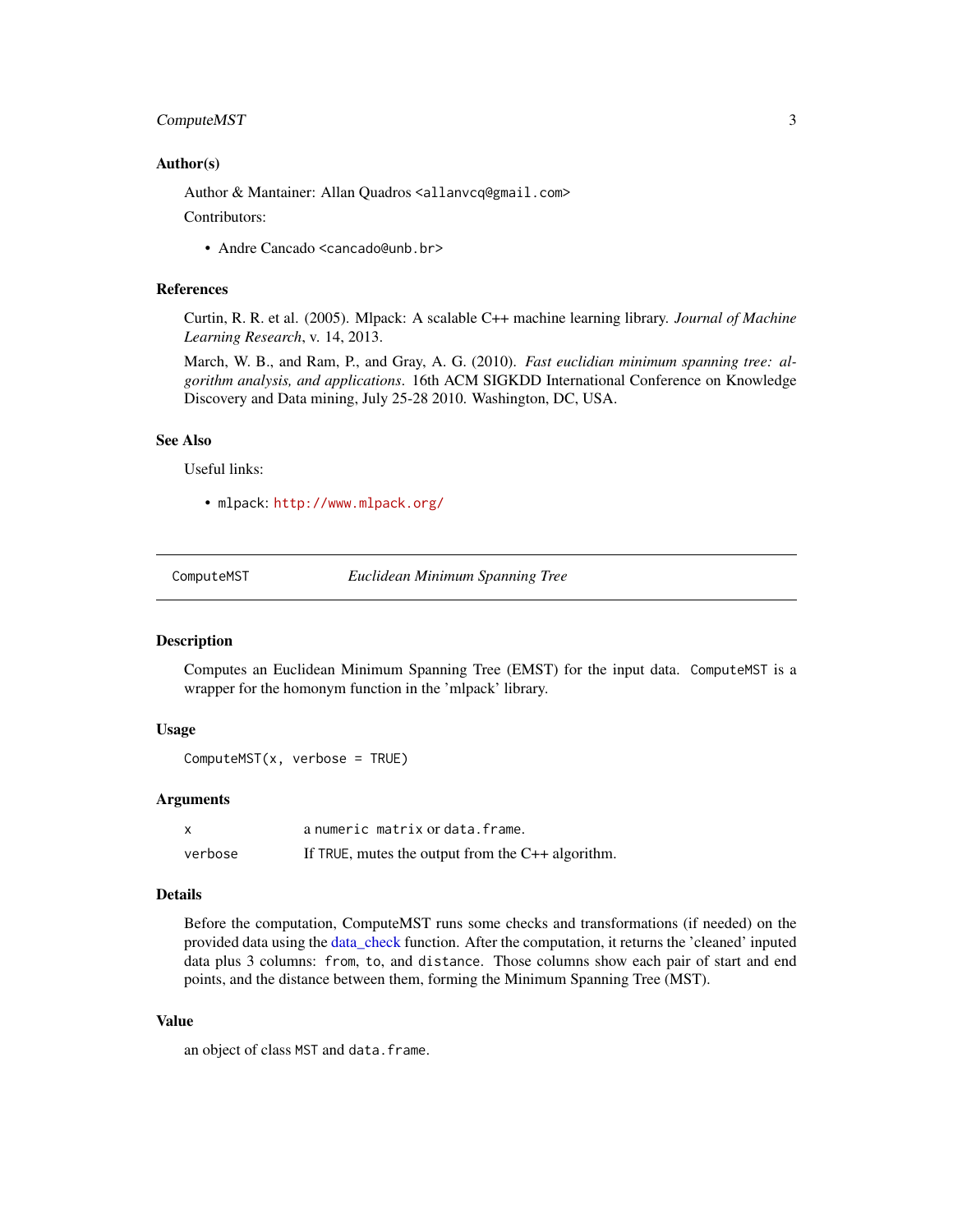### Author(s)

Author & Mantainer: Allan Quadros <allanvcq@gmail.com>

Contributors:

- Andre Cancado <cancado@unb.br>

### References

Curtin, R. R. et al. (2005). Mlpack: A scalable C++ machine learning library. *Journal of Machine Learning Research*, v. 14, 2013.

March, W. B., and Ram, P., and Gray, A. G. (2010). *Fast euclidian minimum spanning tree: algorithm analysis, and applications*. 16th ACM SIGKDD International Conference on Knowledge Discovery and Data mining, July 25-28 2010. Washington, DC, USA.

### See Also

Useful links:

- `mlpack`: http://www.mlpack.org/

---

## ComputeMST — *Euclidean Minimum Spanning Tree*

### Description

Computes an Euclidean Minimum Spanning Tree (EMST) for the input data. `ComputeMST` is a wrapper for the homonym function in the 'mlpack' library.

### Usage

```
ComputeMST(x, verbose = TRUE)
```

### Arguments

| | |
|---|---|
| `x` | a `numeric matrix` or `data.frame`. |
| `verbose` | If `TRUE`, mutes the output from the C++ algorithm. |

### Details

Before the computation, ComputeMST runs some checks and transformations (if needed) on the provided data using the data_check function. After the computation, it returns the 'cleaned' inputed data plus 3 columns: `from`, `to`, and `distance`. Those columns show each pair of start and end points, and the distance between them, forming the Minimum Spanning Tree (MST).

### Value

an object of class `MST` and `data.frame`.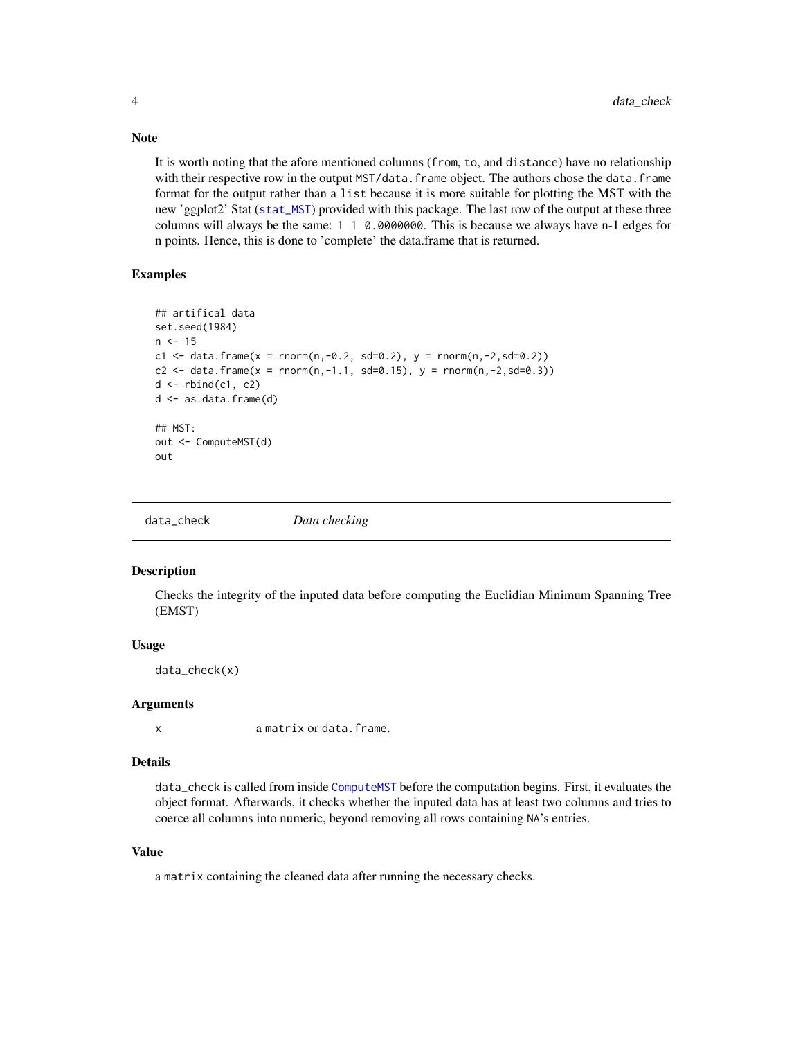## Note

It is worth noting that the afore mentioned columns (`from`, `to`, and `distance`) have no relationship with their respective row in the output `MST/data.frame` object. The authors chose the `data.frame` format for the output rather than a `list` because it is more suitable for plotting the MST with the new 'ggplot2' Stat (`stat_MST`) provided with this package. The last row of the output at these three columns will always be the same: `1 1 0.0000000`. This is because we always have n-1 edges for n points. Hence, this is done to 'complete' the data.frame that is returned.

## Examples

```
## artifical data
set.seed(1984)
n <- 15
c1 <- data.frame(x = rnorm(n,-0.2, sd=0.2), y = rnorm(n,-2,sd=0.2))
c2 <- data.frame(x = rnorm(n,-1.1, sd=0.15), y = rnorm(n,-2,sd=0.3))
d <- rbind(c1, c2)
d <- as.data.frame(d)

## MST:
out <- ComputeMST(d)
out
```

---

# data_check — *Data checking*

## Description

Checks the integrity of the inputed data before computing the Euclidian Minimum Spanning Tree (EMST)

## Usage

```
data_check(x)
```

## Arguments

| | |
|---|---|
| x | a `matrix` or `data.frame`. |

## Details

`data_check` is called from inside `ComputeMST` before the computation begins. First, it evaluates the object format. Afterwards, it checks whether the inputed data has at least two columns and tries to coerce all columns into numeric, beyond removing all rows containing `NA`'s entries.

## Value

a `matrix` containing the cleaned data after running the necessary checks.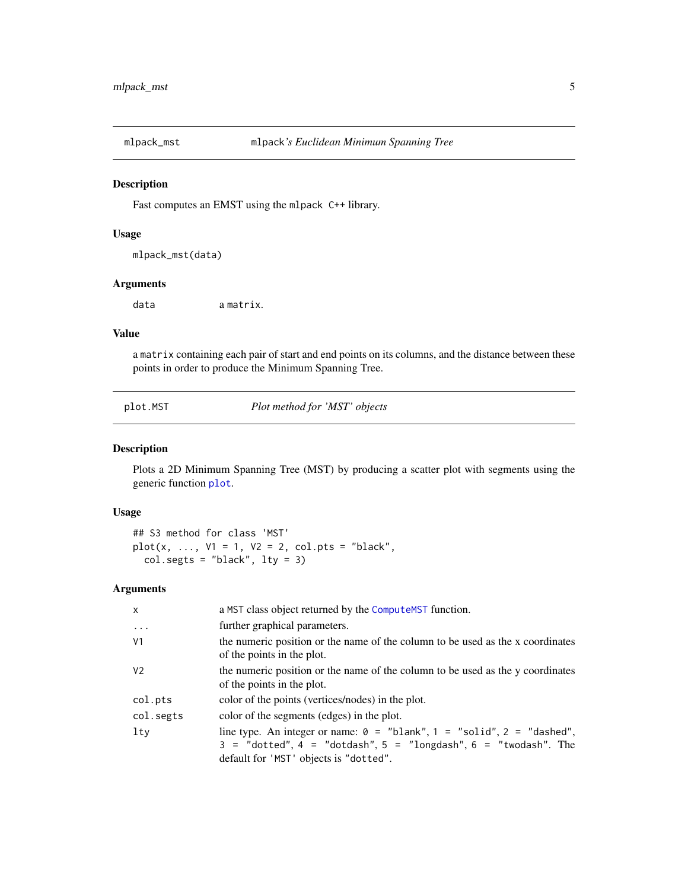## mlpack_mst — mlpack's *Euclidean Minimum Spanning Tree*

### Description

Fast computes an EMST using the `mlpack C++` library.

### Usage

```
mlpack_mst(data)
```

### Arguments

| | |
|---|---|
| `data` | a `matrix`. |

### Value

a `matrix` containing each pair of start and end points on its columns, and the distance between these points in order to produce the Minimum Spanning Tree.

## plot.MST — *Plot method for 'MST' objects*

### Description

Plots a 2D Minimum Spanning Tree (MST) by producing a scatter plot with segments using the generic function `plot`.

### Usage

```
## S3 method for class 'MST'
plot(x, ..., V1 = 1, V2 = 2, col.pts = "black",
  col.segts = "black", lty = 3)
```

### Arguments

| | |
|---|---|
| `x` | a `MST` class object returned by the `ComputeMST` function. |
| `...` | further graphical parameters. |
| `V1` | the numeric position or the name of the column to be used as the x coordinates of the points in the plot. |
| `V2` | the numeric position or the name of the column to be used as the y coordinates of the points in the plot. |
| `col.pts` | color of the points (vertices/nodes) in the plot. |
| `col.segts` | color of the segments (edges) in the plot. |
| `lty` | line type. An integer or name: `0 = "blank"`, `1 = "solid"`, `2 = "dashed"`, `3 = "dotted"`, `4 = "dotdash"`, `5 = "longdash"`, `6 = "twodash"`. The default for `'MST'` objects is `"dotted"`. |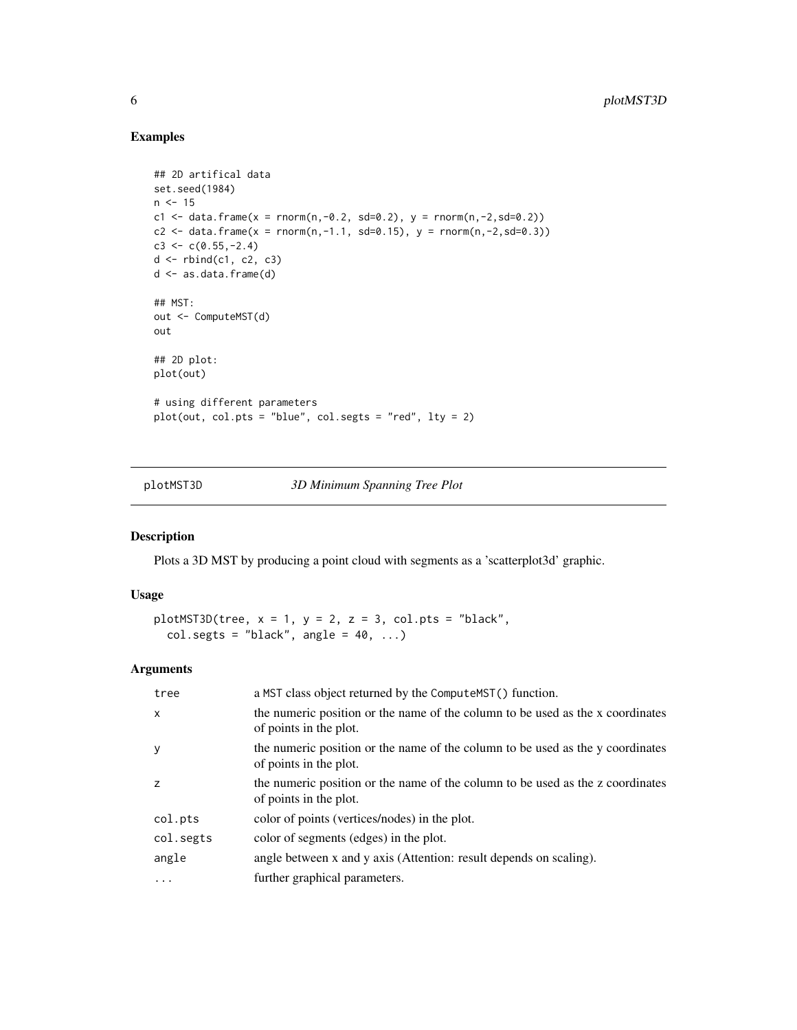### Examples

```
## 2D artifical data
set.seed(1984)
n <- 15
c1 <- data.frame(x = rnorm(n,-0.2, sd=0.2), y = rnorm(n,-2,sd=0.2))
c2 <- data.frame(x = rnorm(n,-1.1, sd=0.15), y = rnorm(n,-2,sd=0.3))
c3 <- c(0.55,-2.4)
d <- rbind(c1, c2, c3)
d <- as.data.frame(d)

## MST:
out <- ComputeMST(d)
out

## 2D plot:
plot(out)

# using different parameters
plot(out, col.pts = "blue", col.segts = "red", lty = 2)
```

---

## plotMST3D — *3D Minimum Spanning Tree Plot*

---

### Description

Plots a 3D MST by producing a point cloud with segments as a 'scatterplot3d' graphic.

### Usage

```
plotMST3D(tree, x = 1, y = 2, z = 3, col.pts = "black",
  col.segts = "black", angle = 40, ...)
```

### Arguments

| | |
|---|---|
| tree | a MST class object returned by the ComputeMST() function. |
| x | the numeric position or the name of the column to be used as the x coordinates of points in the plot. |
| y | the numeric position or the name of the column to be used as the y coordinates of points in the plot. |
| z | the numeric position or the name of the column to be used as the z coordinates of points in the plot. |
| col.pts | color of points (vertices/nodes) in the plot. |
| col.segts | color of segments (edges) in the plot. |
| angle | angle between x and y axis (Attention: result depends on scaling). |
| ... | further graphical parameters. |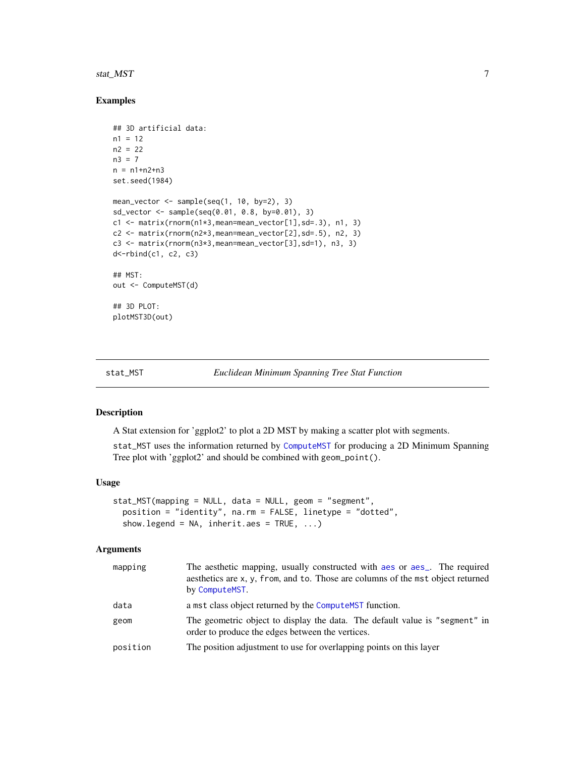## Examples

```
## 3D artificial data:
n1 = 12
n2 = 22
n3 = 7
n = n1+n2+n3
set.seed(1984)

mean_vector <- sample(seq(1, 10, by=2), 3)
sd_vector <- sample(seq(0.01, 0.8, by=0.01), 3)
c1 <- matrix(rnorm(n1*3,mean=mean_vector[1],sd=.3), n1, 3)
c2 <- matrix(rnorm(n2*3,mean=mean_vector[2],sd=.5), n2, 3)
c3 <- matrix(rnorm(n3*3,mean=mean_vector[3],sd=1), n3, 3)
d<-rbind(c1, c2, c3)

## MST:
out <- ComputeMST(d)

## 3D PLOT:
plotMST3D(out)
```

---

# stat_MST — *Euclidean Minimum Spanning Tree Stat Function*

## Description

A Stat extension for 'ggplot2' to plot a 2D MST by making a scatter plot with segments.

`stat_MST` uses the information returned by `ComputeMST` for producing a 2D Minimum Spanning Tree plot with 'ggplot2' and should be combined with `geom_point()`.

## Usage

```
stat_MST(mapping = NULL, data = NULL, geom = "segment",
  position = "identity", na.rm = FALSE, linetype = "dotted",
  show.legend = NA, inherit.aes = TRUE, ...)
```

## Arguments

| | |
|---|---|
| `mapping` | The aesthetic mapping, usually constructed with `aes` or `aes_`. The required aesthetics are `x`, `y`, `from`, and `to`. Those are columns of the `mst` object returned by `ComputeMST`. |
| `data` | a `mst` class object returned by the `ComputeMST` function. |
| `geom` | The geometric object to display the data. The default value is `"segment"` in order to produce the edges between the vertices. |
| `position` | The position adjustment to use for overlapping points on this layer |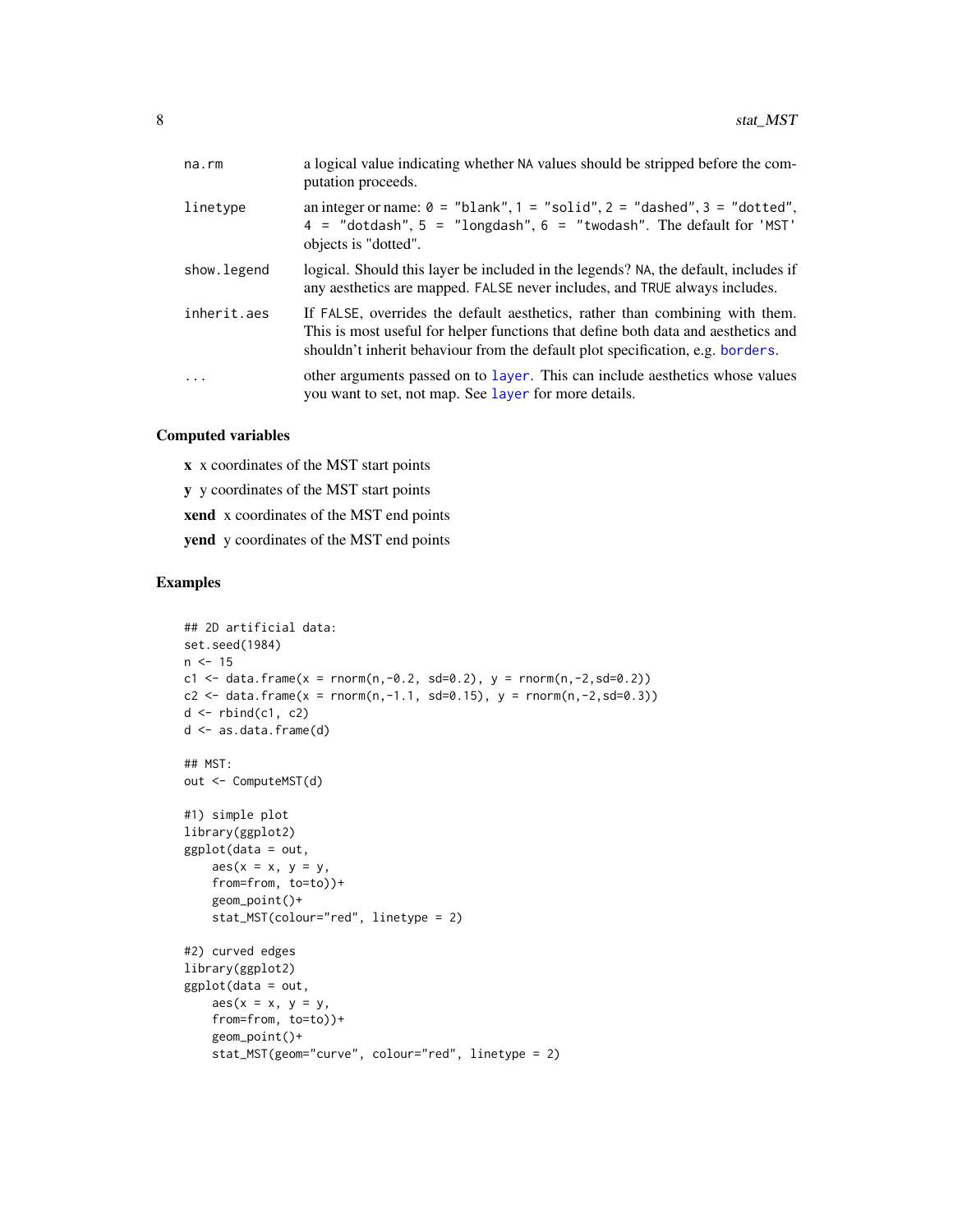| | |
|---|---|
| na.rm | a logical value indicating whether NA values should be stripped before the computation proceeds. |
| linetype | an integer or name: 0 = "blank", 1 = "solid", 2 = "dashed", 3 = "dotted", 4 = "dotdash", 5 = "longdash", 6 = "twodash". The default for 'MST' objects is "dotted". |
| show.legend | logical. Should this layer be included in the legends? NA, the default, includes if any aesthetics are mapped. FALSE never includes, and TRUE always includes. |
| inherit.aes | If FALSE, overrides the default aesthetics, rather than combining with them. This is most useful for helper functions that define both data and aesthetics and shouldn't inherit behaviour from the default plot specification, e.g. borders. |
| ... | other arguments passed on to layer. This can include aesthetics whose values you want to set, not map. See layer for more details. |

### Computed variables

- **x** x coordinates of the MST start points
- **y** y coordinates of the MST start points
- **xend** x coordinates of the MST end points
- **yend** y coordinates of the MST end points

### Examples

```
## 2D artificial data:
set.seed(1984)
n <- 15
c1 <- data.frame(x = rnorm(n,-0.2, sd=0.2), y = rnorm(n,-2,sd=0.2))
c2 <- data.frame(x = rnorm(n,-1.1, sd=0.15), y = rnorm(n,-2,sd=0.3))
d <- rbind(c1, c2)
d <- as.data.frame(d)

## MST:
out <- ComputeMST(d)

#1) simple plot
library(ggplot2)
ggplot(data = out,
    aes(x = x, y = y,
    from=from, to=to))+
    geom_point()+
    stat_MST(colour="red", linetype = 2)

#2) curved edges
library(ggplot2)
ggplot(data = out,
    aes(x = x, y = y,
    from=from, to=to))+
    geom_point()+
    stat_MST(geom="curve", colour="red", linetype = 2)
```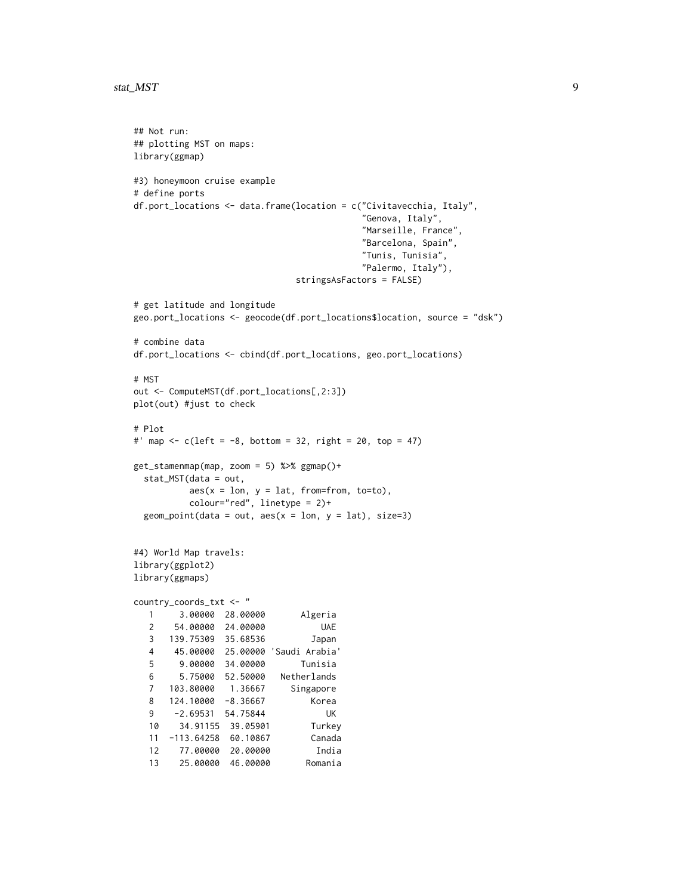```
## Not run:
## plotting MST on maps:
library(ggmap)

#3) honeymoon cruise example
# define ports
df.port_locations <- data.frame(location = c("Civitavecchia, Italy",
                                             "Genova, Italy",
                                             "Marseille, France",
                                             "Barcelona, Spain",
                                             "Tunis, Tunisia",
                                             "Palermo, Italy"),
                                stringsAsFactors = FALSE)

# get latitude and longitude
geo.port_locations <- geocode(df.port_locations$location, source = "dsk")

# combine data
df.port_locations <- cbind(df.port_locations, geo.port_locations)

# MST
out <- ComputeMST(df.port_locations[,2:3])
plot(out) #just to check

# Plot
#' map <- c(left = -8, bottom = 32, right = 20, top = 47)

get_stamenmap(map, zoom = 5) %>% ggmap()+
  stat_MST(data = out,
           aes(x = lon, y = lat, from=from, to=to),
           colour="red", linetype = 2)+
  geom_point(data = out, aes(x = lon, y = lat), size=3)


#4) World Map travels:
library(ggplot2)
library(ggmaps)

country_coords_txt <- "
   1     3.00000  28.00000       Algeria
   2    54.00000  24.00000           UAE
   3   139.75309  35.68536         Japan
   4    45.00000  25.00000 'Saudi Arabia'
   5     9.00000  34.00000       Tunisia
   6     5.75000  52.50000   Netherlands
   7   103.80000   1.36667     Singapore
   8   124.10000  -8.36667         Korea
   9    -2.69531  54.75844            UK
   10    34.91155  39.05901        Turkey
   11  -113.64258  60.10867        Canada
   12    77.00000  20.00000         India
   13    25.00000  46.00000       Romania
```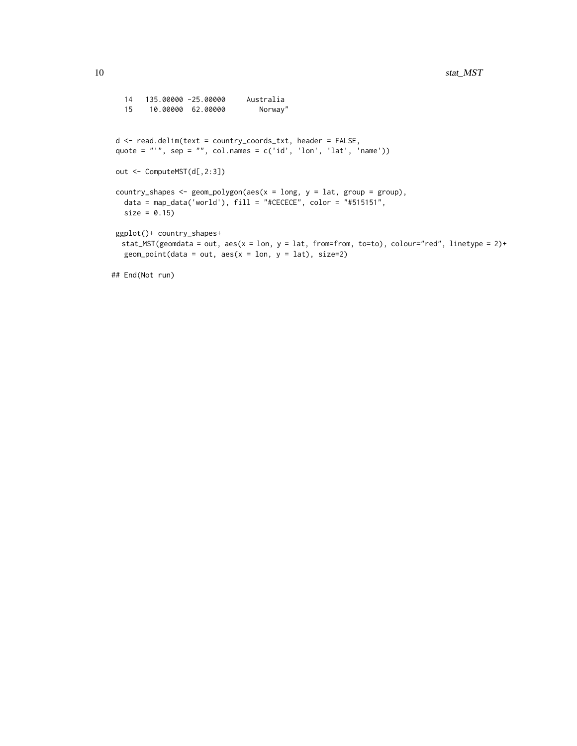```
  14   135.00000 -25.00000     Australia
  15    10.00000  62.00000        Norway"


d <- read.delim(text = country_coords_txt, header = FALSE,
quote = "'", sep = "", col.names = c('id', 'lon', 'lat', 'name'))

out <- ComputeMST(d[,2:3])

country_shapes <- geom_polygon(aes(x = long, y = lat, group = group),
  data = map_data('world'), fill = "#CECECE", color = "#515151",
  size = 0.15)

ggplot()+ country_shapes+
 stat_MST(geomdata = out, aes(x = lon, y = lat, from=from, to=to), colour="red", linetype = 2)+
  geom_point(data = out, aes(x = lon, y = lat), size=2)

## End(Not run)
```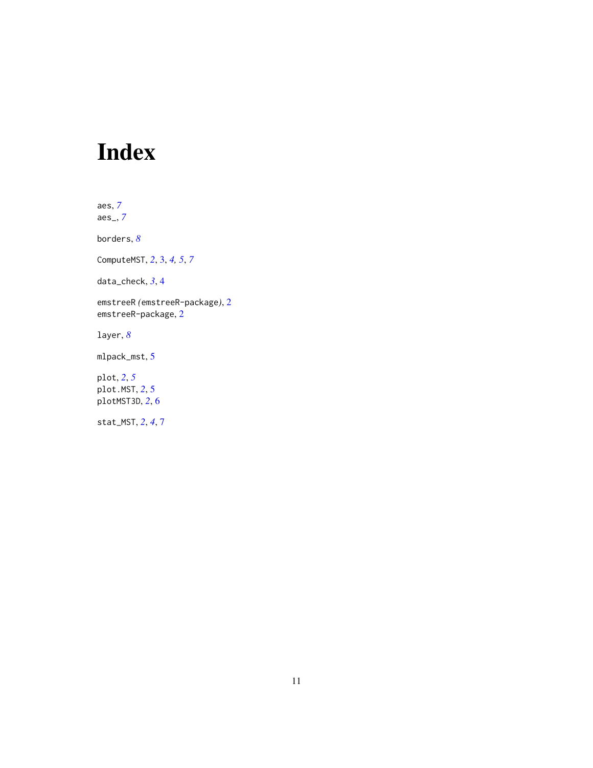# Index

aes, *7*
aes_, *7*

borders, *8*

ComputeMST, *2*, 3, *4, 5*, *7*

data_check, *3*, 4

emstreeR *(*emstreeR-package*)*, 2
emstreeR-package, 2

layer, *8*

mlpack_mst, 5

plot, *2*, *5*
plot.MST, *2*, 5
plotMST3D, *2*, 6

stat_MST, *2*, *4*, 7